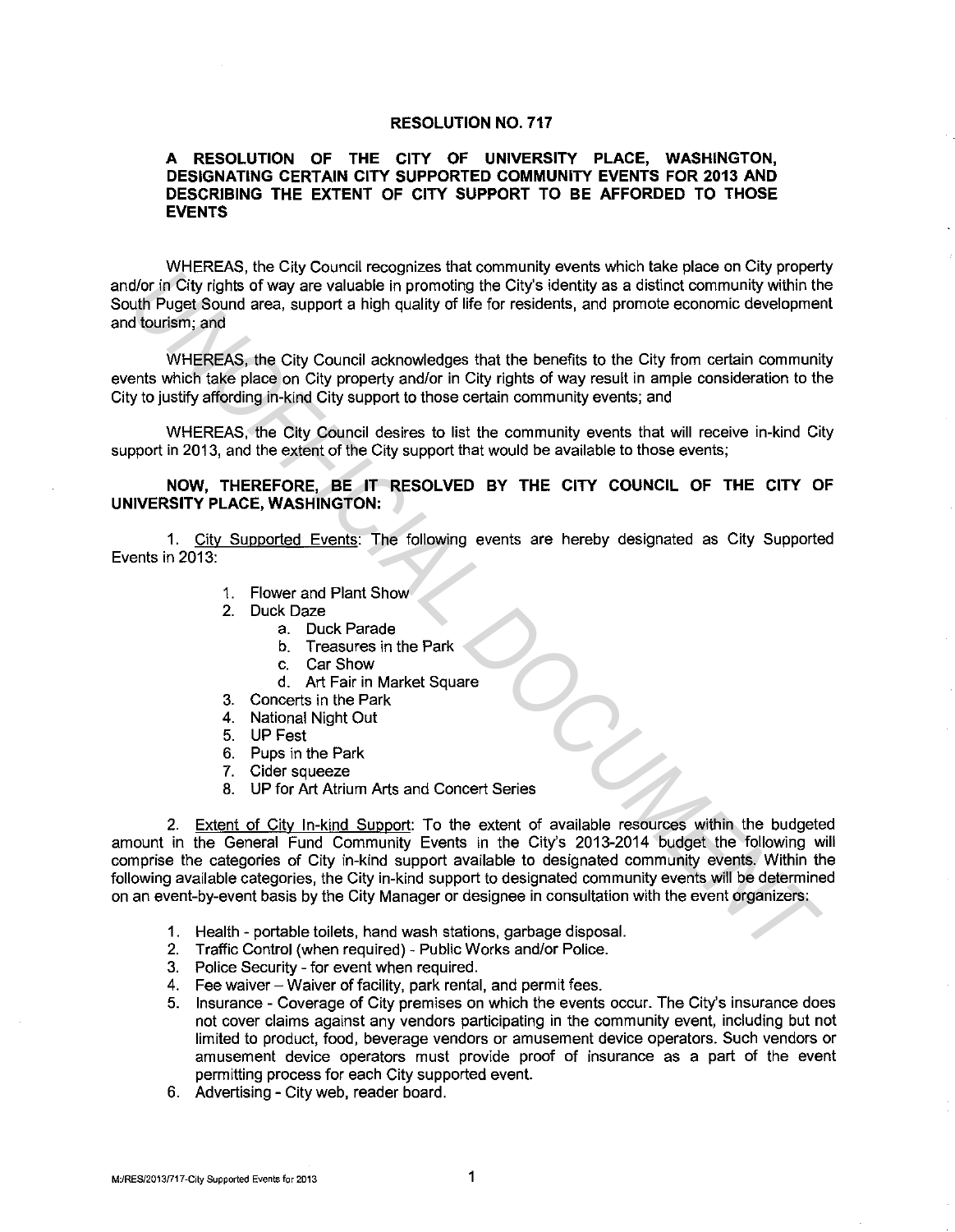# RESOLUTION NO. 717

## A RESOLUTION OF THE CITY OF UNIVERSITY PLACE, WASHINGTON, DESIGNATING CERTAIN CITY SUPPORTED COMMUNITY EVENTS FOR 2013 AND DESCRIBING THE EXTENT OF CITY SUPPORT TO BE AFFORDED TO THOSE EVENTS

WHEREAS, the City Council recognizes that community events which take place on City property and/or in City rights of way are valuable in promoting the City's identity as a distinct community within the South Puget Sound area, support a high quality of life for residents, and promote economic development and tourism; and

WHEREAS, the City Council acknowledges that the benefits to the City from certain community events which take place on City property and/or in City rights of way result in ample consideration to the City to justify affording in-kind City support to those certain community events; and

WHEREAS, the City Council desires to list the community events that will receive in-kind City support in 2013, and the extent of the City support that would be available to those events;

**NOW, THEREFORE, BE IT RESOLVED BY THE CITY COUNCIL OF THE CITY OF UNIVERSITY PLACE, WASHINGTON:**

1. City Supported Events: The following events are hereby designated as City Supported Events in 2013:

   1. Flower and Plant Show
   2. Duck Daze
      a. Duck Parade
      b. Treasures in the Park
      c. Car Show
      d. Art Fair in Market Square
   3. Concerts in the Park
   4. National Night Out
   5. UP Fest
   6. Pups in the Park
   7. Cider squeeze
   8. UP for Art Atrium Arts and Concert Series

2. Extent of City In-kind Support: To the extent of available resources within the budgeted amount in the General Fund Community Events in the City's 2013-2014 budget the following will comprise the categories of City in-kind support available to designated community events. Within the following available categories, the City in-kind support to designated community events will be determined on an event-by-event basis by the City Manager or designee in consultation with the event organizers:

   1. Health - portable toilets, hand wash stations, garbage disposal.
   2. Traffic Control (when required) - Public Works and/or Police.
   3. Police Security - for event when required.
   4. Fee waiver – Waiver of facility, park rental, and permit fees.
   5. Insurance - Coverage of City premises on which the events occur. The City's insurance does not cover claims against any vendors participating in the community event, including but not limited to product, food, beverage vendors or amusement device operators. Such vendors or amusement device operators must provide proof of insurance as a part of the event permitting process for each City supported event.
   6. Advertising - City web, reader board.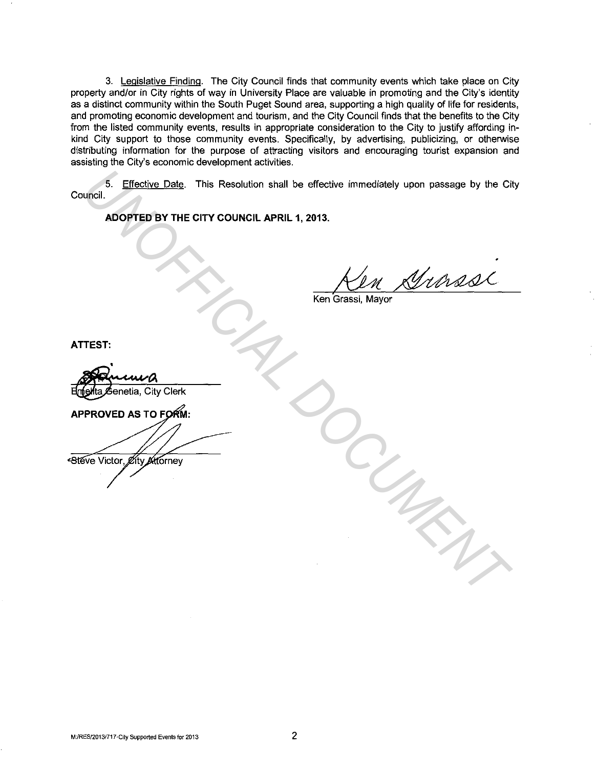3. Legislative Finding. The City Council finds that community events which take place on City property and/or in City rights of way in University Place are valuable in promoting and the City's identity as a distinct community within the South Puget Sound area, supporting a high quality of life for residents, and promoting economic development and tourism, and the City Council finds that the benefits to the City from the listed community events, results in appropriate consideration to the City to justify affording in-kind City support to those community events. Specifically, by advertising, publicizing, or otherwise distributing information for the purpose of attracting visitors and encouraging tourist expansion and assisting the City's economic development activities.

5. Effective Date. This Resolution shall be effective immediately upon passage by the City Council.

**ADOPTED BY THE CITY COUNCIL APRIL 1, 2013.**

Ken Grassi, Mayor

**ATTEST:**

Emelita Genetia, City Clerk

**APPROVED AS TO FORM:**

Steve Victor, City Attorney

M:/RES/2013/717-City Supported Events for 2013